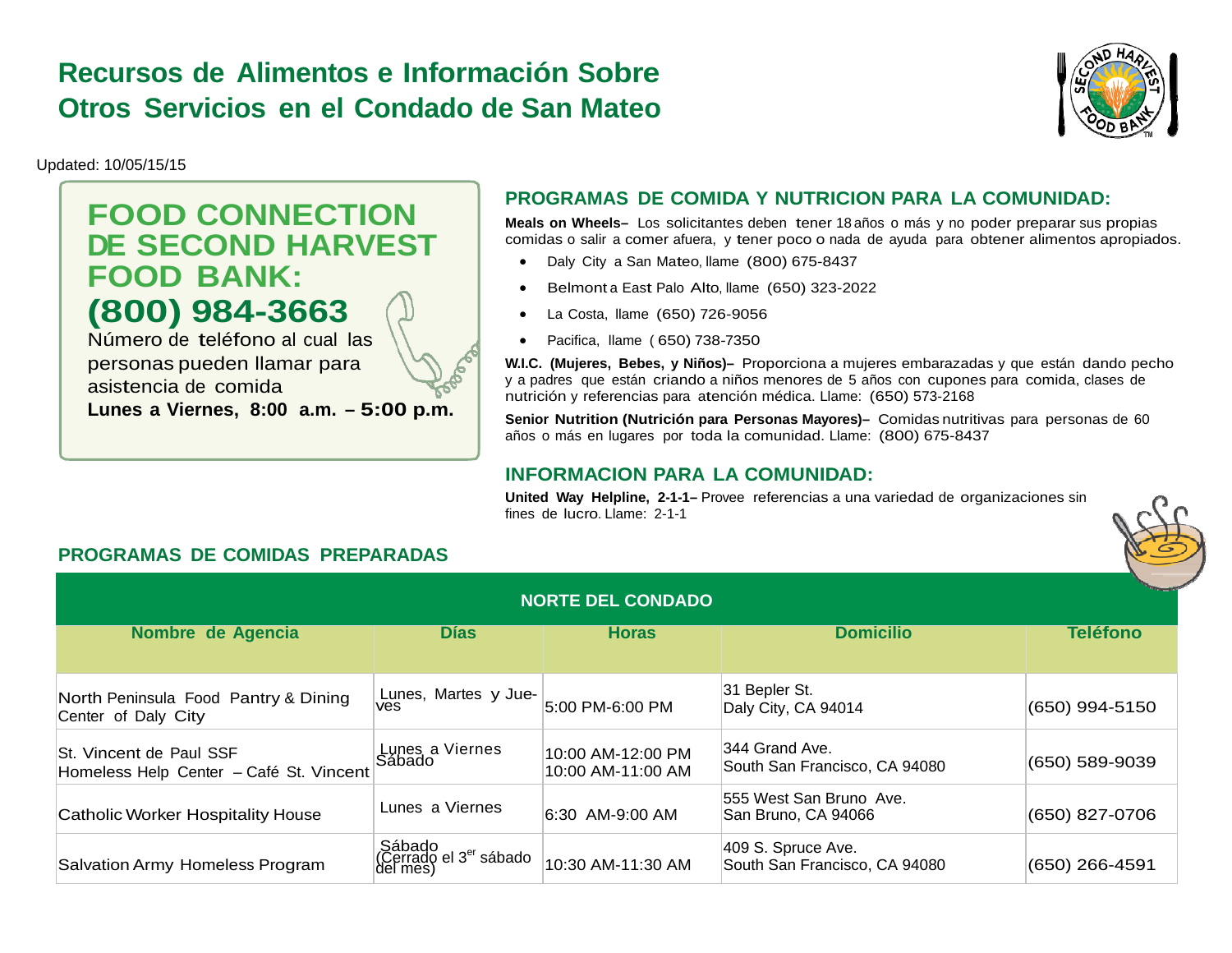# Recursos de Alimentos e Información Sobre Otros Servicios en el Condado de San Mateo

Updated: 10/05/15/15

## FOOD CONNECTION DE SECOND HARVEST FOOD BANK: (800) 984-3663

Número de teléfono al cual las personas pueden llamar para asistencia de comida

**Lunes a Viernes, 8:00 a.m. – 5:00 p.m.**

## PROGRAMAS DE COMIDA Y NUTRICION PARA LA COMUNIDAD:

**Meals on Wheels–** Los solicitantes deben tener 18 años o más y no poder preparar sus propias comidas o salir a comer afuera, y tener poco o nada de ayuda para obtener alimentos apropiados.

- Daly City a San Mateo, llame (800) 675-8437
- Belmont a East Palo Alto, llame (650) 323-2022
- La Costa, llame (650) 726-9056
- Pacifica, llame ( 650) 738-7350

**W.I.C. (Mujeres, Bebes, y Niños)–** Proporciona a mujeres embarazadas y que están dando pecho y a padres que están criando a niños menores de 5 años con cupones para comida, clases de nutrición y referencias para atención médica. Llame: (650) 573-2168

**Senior Nutrition (Nutrición para Personas Mayores)–** Comidas nutritivas para personas de 60 años o más en lugares por toda la comunidad. Llame: (800) 675-8437

## INFORMACION PARA LA COMUNIDAD:

**United Way Helpline, 2-1-1–** Provee referencias a una variedad de organizaciones sin fines de lucro. Llame: 2-1-1

## PROGRAMAS DE COMIDAS PREPARADAS

**NORTE DEL CONDADO**

| Nombre de Agencia | Días | Horas | Domicilio | Teléfono |
|---|---|---|---|---|
| North Peninsula Food Pantry & Dining Center of Daly City | Lunes, Martes y Jueves | 5:00 PM-6:00 PM | 31 Bepler St.<br>Daly City, CA 94014 | (650) 994-5150 |
| St. Vincent de Paul SSF<br>Homeless Help Center – Café St. Vincent | Lunes a Viernes<br>Sábado | 10:00 AM-12:00 PM<br>10:00 AM-11:00 AM | 344 Grand Ave.<br>South San Francisco, CA 94080 | (650) 589-9039 |
| Catholic Worker Hospitality House | Lunes a Viernes | 6:30 AM-9:00 AM | 555 West San Bruno Ave.<br>San Bruno, CA 94066 | (650) 827-0706 |
| Salvation Army Homeless Program | Sábado<br>(Cerrado el 3er sábado del mes) | 10:30 AM-11:30 AM | 409 S. Spruce Ave.<br>South San Francisco, CA 94080 | (650) 266-4591 |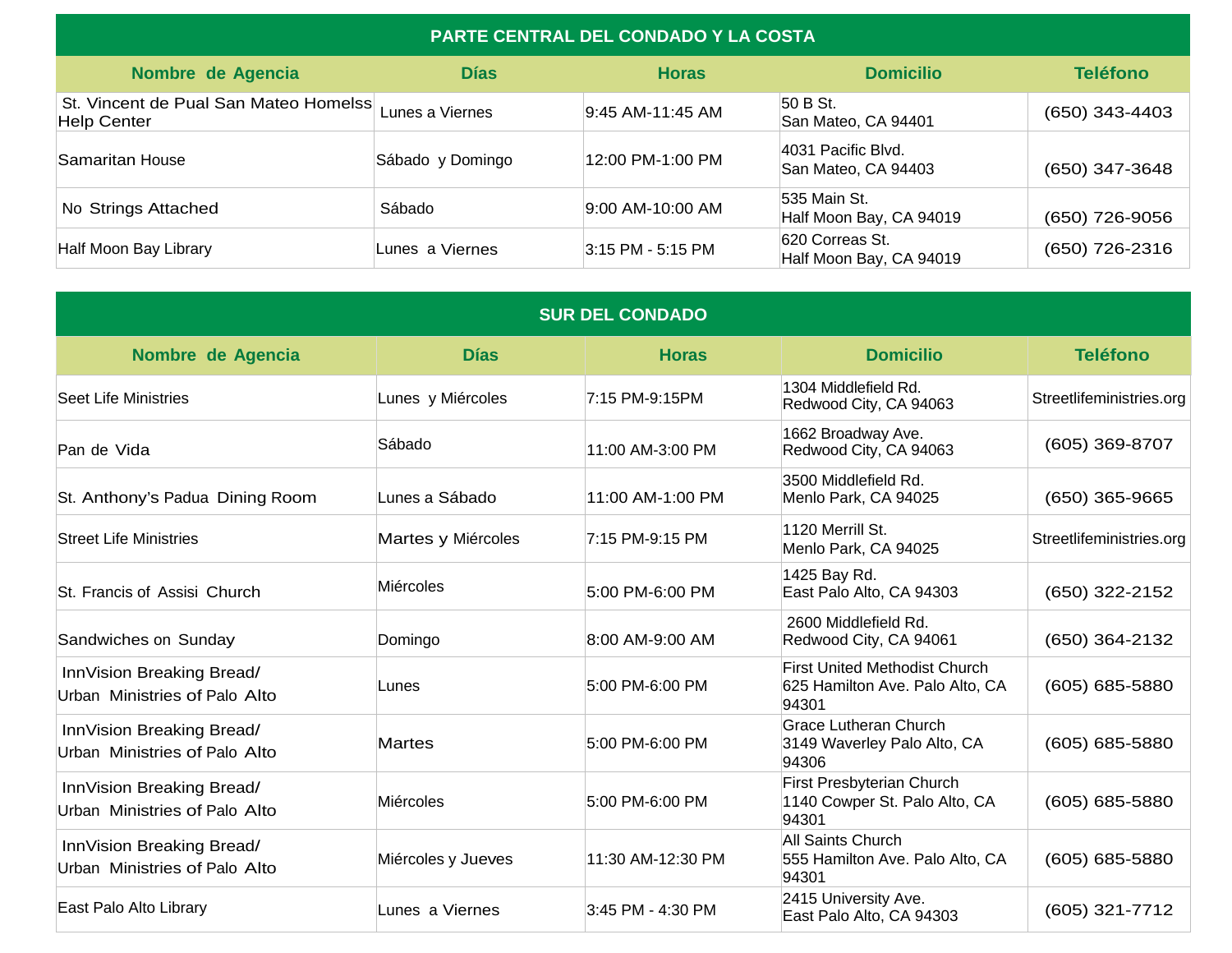## PARTE CENTRAL DEL CONDADO Y LA COSTA

| Nombre de Agencia | Días | Horas | Domicilio | Teléfono |
|---|---|---|---|---|
| St. Vincent de Pual San Mateo Homelss Help Center | Lunes a Viernes | 9:45 AM-11:45 AM | 50 B St. San Mateo, CA 94401 | (650) 343-4403 |
| Samaritan House | Sábado y Domingo | 12:00 PM-1:00 PM | 4031 Pacific Blvd. San Mateo, CA 94403 | (650) 347-3648 |
| No Strings Attached | Sábado | 9:00 AM-10:00 AM | 535 Main St. Half Moon Bay, CA 94019 | (650) 726-9056 |
| Half Moon Bay Library | Lunes a Viernes | 3:15 PM - 5:15 PM | 620 Correas St. Half Moon Bay, CA 94019 | (650) 726-2316 |

## SUR DEL CONDADO

| Nombre de Agencia | Días | Horas | Domicilio | Teléfono |
|---|---|---|---|---|
| Seet Life Ministries | Lunes y Miércoles | 7:15 PM-9:15PM | 1304 Middlefield Rd. Redwood City, CA 94063 | Streetlifeministries.org |
| Pan de Vida | Sábado | 11:00 AM-3:00 PM | 1662 Broadway Ave. Redwood City, CA 94063 | (605) 369-8707 |
| St. Anthony's Padua Dining Room | Lunes a Sábado | 11:00 AM-1:00 PM | 3500 Middlefield Rd. Menlo Park, CA 94025 | (650) 365-9665 |
| Street Life Ministries | Martes y Miércoles | 7:15 PM-9:15 PM | 1120 Merrill St. Menlo Park, CA 94025 | Streetlifeministries.org |
| St. Francis of Assisi Church | Miércoles | 5:00 PM-6:00 PM | 1425 Bay Rd. East Palo Alto, CA 94303 | (650) 322-2152 |
| Sandwiches on Sunday | Domingo | 8:00 AM-9:00 AM | 2600 Middlefield Rd. Redwood City, CA 94061 | (650) 364-2132 |
| InnVision Breaking Bread/ Urban Ministries of Palo Alto | Lunes | 5:00 PM-6:00 PM | First United Methodist Church 625 Hamilton Ave. Palo Alto, CA 94301 | (605) 685-5880 |
| InnVision Breaking Bread/ Urban Ministries of Palo Alto | Martes | 5:00 PM-6:00 PM | Grace Lutheran Church 3149 Waverley Palo Alto, CA 94306 | (605) 685-5880 |
| InnVision Breaking Bread/ Urban Ministries of Palo Alto | Miércoles | 5:00 PM-6:00 PM | First Presbyterian Church 1140 Cowper St. Palo Alto, CA 94301 | (605) 685-5880 |
| InnVision Breaking Bread/ Urban Ministries of Palo Alto | Miércoles y Jueves | 11:30 AM-12:30 PM | All Saints Church 555 Hamilton Ave. Palo Alto, CA 94301 | (605) 685-5880 |
| East Palo Alto Library | Lunes a Viernes | 3:45 PM - 4:30 PM | 2415 University Ave. East Palo Alto, CA 94303 | (605) 321-7712 |